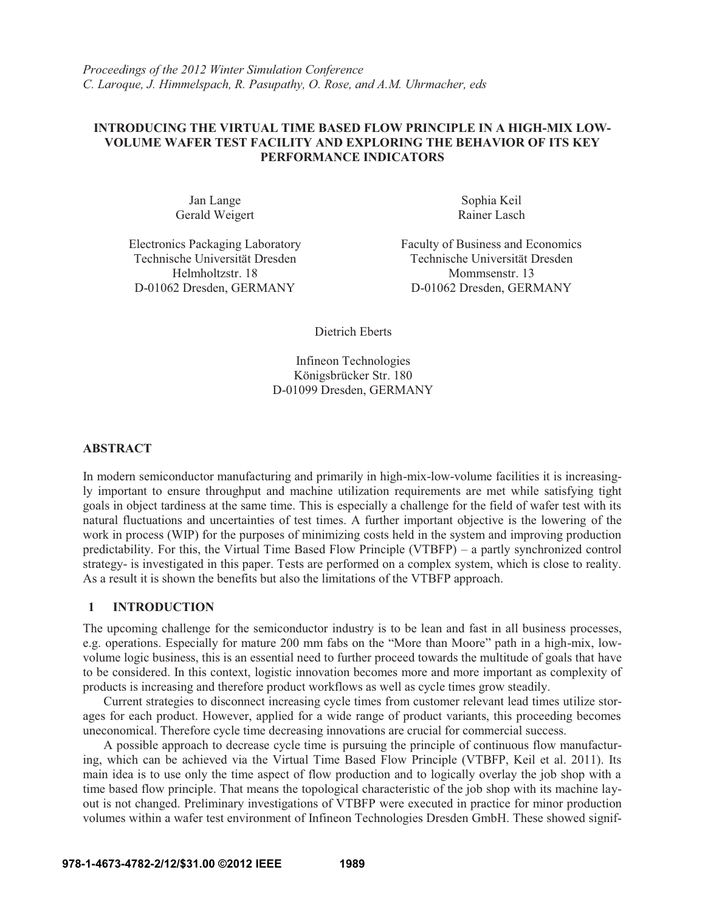*Proceedings of the 2012 Winter Simulation Conference*
*C. Laroque, J. Himmelspach, R. Pasupathy, O. Rose, and A.M. Uhrmacher, eds*

# INTRODUCING THE VIRTUAL TIME BASED FLOW PRINCIPLE IN A HIGH-MIX LOW-VOLUME WAFER TEST FACILITY AND EXPLORING THE BEHAVIOR OF ITS KEY PERFORMANCE INDICATORS

Jan Lange
Gerald Weigert

Electronics Packaging Laboratory
Technische Universität Dresden
Helmholtzstr. 18
D-01062 Dresden, GERMANY

Sophia Keil
Rainer Lasch

Faculty of Business and Economics
Technische Universität Dresden
Mommsenstr. 13
D-01062 Dresden, GERMANY

Dietrich Eberts

Infineon Technologies
Königsbrücker Str. 180
D-01099 Dresden, GERMANY

## ABSTRACT

In modern semiconductor manufacturing and primarily in high-mix-low-volume facilities it is increasingly important to ensure throughput and machine utilization requirements are met while satisfying tight goals in object tardiness at the same time. This is especially a challenge for the field of wafer test with its natural fluctuations and uncertainties of test times. A further important objective is the lowering of the work in process (WIP) for the purposes of minimizing costs held in the system and improving production predictability. For this, the Virtual Time Based Flow Principle (VTBFP) – a partly synchronized control strategy- is investigated in this paper. Tests are performed on a complex system, which is close to reality. As a result it is shown the benefits but also the limitations of the VTBFP approach.

## 1 INTRODUCTION

The upcoming challenge for the semiconductor industry is to be lean and fast in all business processes, e.g. operations. Especially for mature 200 mm fabs on the "More than Moore" path in a high-mix, low-volume logic business, this is an essential need to further proceed towards the multitude of goals that have to be considered. In this context, logistic innovation becomes more and more important as complexity of products is increasing and therefore product workflows as well as cycle times grow steadily.

Current strategies to disconnect increasing cycle times from customer relevant lead times utilize storages for each product. However, applied for a wide range of product variants, this proceeding becomes uneconomical. Therefore cycle time decreasing innovations are crucial for commercial success.

A possible approach to decrease cycle time is pursuing the principle of continuous flow manufacturing, which can be achieved via the Virtual Time Based Flow Principle (VTBFP, Keil et al. 2011). Its main idea is to use only the time aspect of flow production and to logically overlay the job shop with a time based flow principle. That means the topological characteristic of the job shop with its machine layout is not changed. Preliminary investigations of VTBFP were executed in practice for minor production volumes within a wafer test environment of Infineon Technologies Dresden GmbH. These showed signif-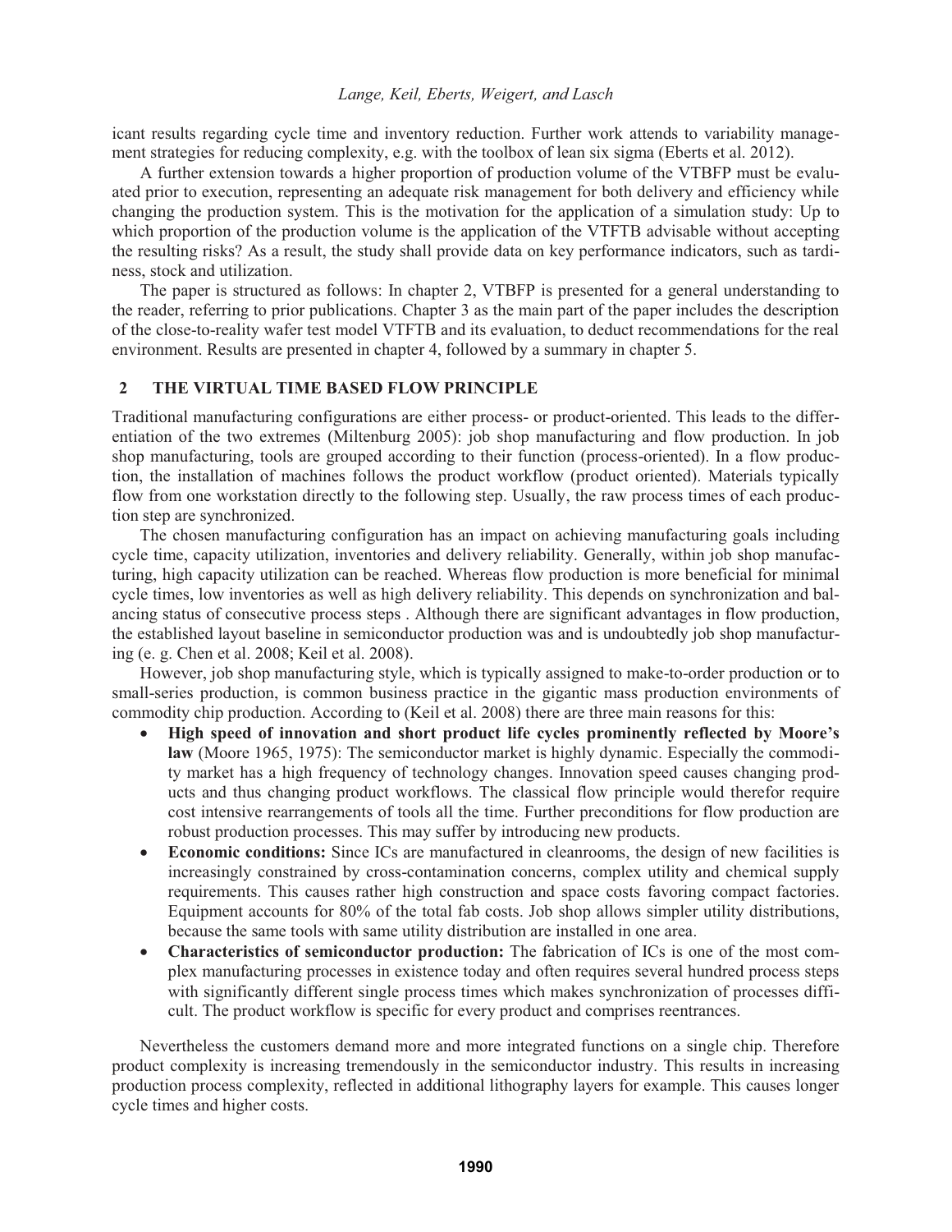icant results regarding cycle time and inventory reduction. Further work attends to variability management strategies for reducing complexity, e.g. with the toolbox of lean six sigma (Eberts et al. 2012).

A further extension towards a higher proportion of production volume of the VTBFP must be evaluated prior to execution, representing an adequate risk management for both delivery and efficiency while changing the production system. This is the motivation for the application of a simulation study: Up to which proportion of the production volume is the application of the VTFTB advisable without accepting the resulting risks? As a result, the study shall provide data on key performance indicators, such as tardiness, stock and utilization.

The paper is structured as follows: In chapter 2, VTBFP is presented for a general understanding to the reader, referring to prior publications. Chapter 3 as the main part of the paper includes the description of the close-to-reality wafer test model VTFTB and its evaluation, to deduct recommendations for the real environment. Results are presented in chapter 4, followed by a summary in chapter 5.

## 2 THE VIRTUAL TIME BASED FLOW PRINCIPLE

Traditional manufacturing configurations are either process- or product-oriented. This leads to the differentiation of the two extremes (Miltenburg 2005): job shop manufacturing and flow production. In job shop manufacturing, tools are grouped according to their function (process-oriented). In a flow production, the installation of machines follows the product workflow (product oriented). Materials typically flow from one workstation directly to the following step. Usually, the raw process times of each production step are synchronized.

The chosen manufacturing configuration has an impact on achieving manufacturing goals including cycle time, capacity utilization, inventories and delivery reliability. Generally, within job shop manufacturing, high capacity utilization can be reached. Whereas flow production is more beneficial for minimal cycle times, low inventories as well as high delivery reliability. This depends on synchronization and balancing status of consecutive process steps . Although there are significant advantages in flow production, the established layout baseline in semiconductor production was and is undoubtedly job shop manufacturing (e. g. Chen et al. 2008; Keil et al. 2008).

However, job shop manufacturing style, which is typically assigned to make-to-order production or to small-series production, is common business practice in the gigantic mass production environments of commodity chip production. According to (Keil et al. 2008) there are three main reasons for this:

- **High speed of innovation and short product life cycles prominently reflected by Moore's law** (Moore 1965, 1975): The semiconductor market is highly dynamic. Especially the commodity market has a high frequency of technology changes. Innovation speed causes changing products and thus changing product workflows. The classical flow principle would therefor require cost intensive rearrangements of tools all the time. Further preconditions for flow production are robust production processes. This may suffer by introducing new products.
- **Economic conditions:** Since ICs are manufactured in cleanrooms, the design of new facilities is increasingly constrained by cross-contamination concerns, complex utility and chemical supply requirements. This causes rather high construction and space costs favoring compact factories. Equipment accounts for 80% of the total fab costs. Job shop allows simpler utility distributions, because the same tools with same utility distribution are installed in one area.
- **Characteristics of semiconductor production:** The fabrication of ICs is one of the most complex manufacturing processes in existence today and often requires several hundred process steps with significantly different single process times which makes synchronization of processes difficult. The product workflow is specific for every product and comprises reentrances.

Nevertheless the customers demand more and more integrated functions on a single chip. Therefore product complexity is increasing tremendously in the semiconductor industry. This results in increasing production process complexity, reflected in additional lithography layers for example. This causes longer cycle times and higher costs.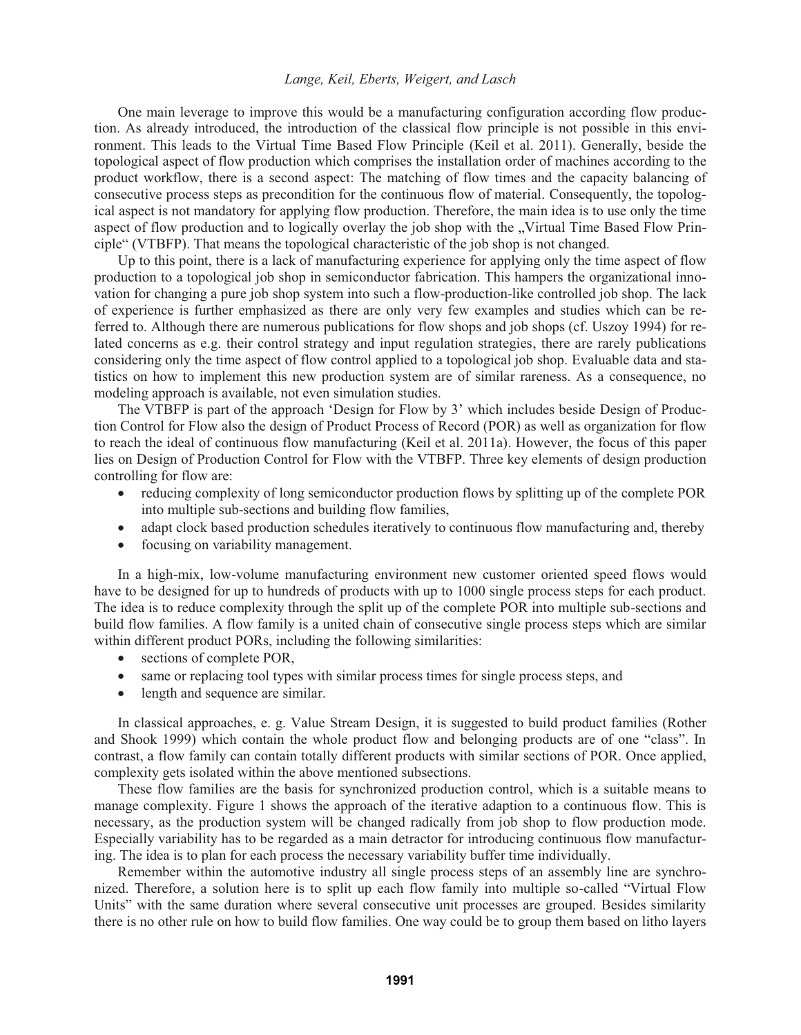One main leverage to improve this would be a manufacturing configuration according flow production. As already introduced, the introduction of the classical flow principle is not possible in this environment. This leads to the Virtual Time Based Flow Principle (Keil et al. 2011). Generally, beside the topological aspect of flow production which comprises the installation order of machines according to the product workflow, there is a second aspect: The matching of flow times and the capacity balancing of consecutive process steps as precondition for the continuous flow of material. Consequently, the topological aspect is not mandatory for applying flow production. Therefore, the main idea is to use only the time aspect of flow production and to logically overlay the job shop with the „Virtual Time Based Flow Principle" (VTBFP). That means the topological characteristic of the job shop is not changed.

Up to this point, there is a lack of manufacturing experience for applying only the time aspect of flow production to a topological job shop in semiconductor fabrication. This hampers the organizational innovation for changing a pure job shop system into such a flow-production-like controlled job shop. The lack of experience is further emphasized as there are only very few examples and studies which can be referred to. Although there are numerous publications for flow shops and job shops (cf. Uszoy 1994) for related concerns as e.g. their control strategy and input regulation strategies, there are rarely publications considering only the time aspect of flow control applied to a topological job shop. Evaluable data and statistics on how to implement this new production system are of similar rareness. As a consequence, no modeling approach is available, not even simulation studies.

The VTBFP is part of the approach 'Design for Flow by 3' which includes beside Design of Production Control for Flow also the design of Product Process of Record (POR) as well as organization for flow to reach the ideal of continuous flow manufacturing (Keil et al. 2011a). However, the focus of this paper lies on Design of Production Control for Flow with the VTBFP. Three key elements of design production controlling for flow are:

- reducing complexity of long semiconductor production flows by splitting up of the complete POR into multiple sub-sections and building flow families,
- adapt clock based production schedules iteratively to continuous flow manufacturing and, thereby
- focusing on variability management.

In a high-mix, low-volume manufacturing environment new customer oriented speed flows would have to be designed for up to hundreds of products with up to 1000 single process steps for each product. The idea is to reduce complexity through the split up of the complete POR into multiple sub-sections and build flow families. A flow family is a united chain of consecutive single process steps which are similar within different product PORs, including the following similarities:

- sections of complete POR,
- same or replacing tool types with similar process times for single process steps, and
- length and sequence are similar.

In classical approaches, e. g. Value Stream Design, it is suggested to build product families (Rother and Shook 1999) which contain the whole product flow and belonging products are of one "class". In contrast, a flow family can contain totally different products with similar sections of POR. Once applied, complexity gets isolated within the above mentioned subsections.

These flow families are the basis for synchronized production control, which is a suitable means to manage complexity. Figure 1 shows the approach of the iterative adaption to a continuous flow. This is necessary, as the production system will be changed radically from job shop to flow production mode. Especially variability has to be regarded as a main detractor for introducing continuous flow manufacturing. The idea is to plan for each process the necessary variability buffer time individually.

Remember within the automotive industry all single process steps of an assembly line are synchronized. Therefore, a solution here is to split up each flow family into multiple so-called "Virtual Flow Units" with the same duration where several consecutive unit processes are grouped. Besides similarity there is no other rule on how to build flow families. One way could be to group them based on litho layers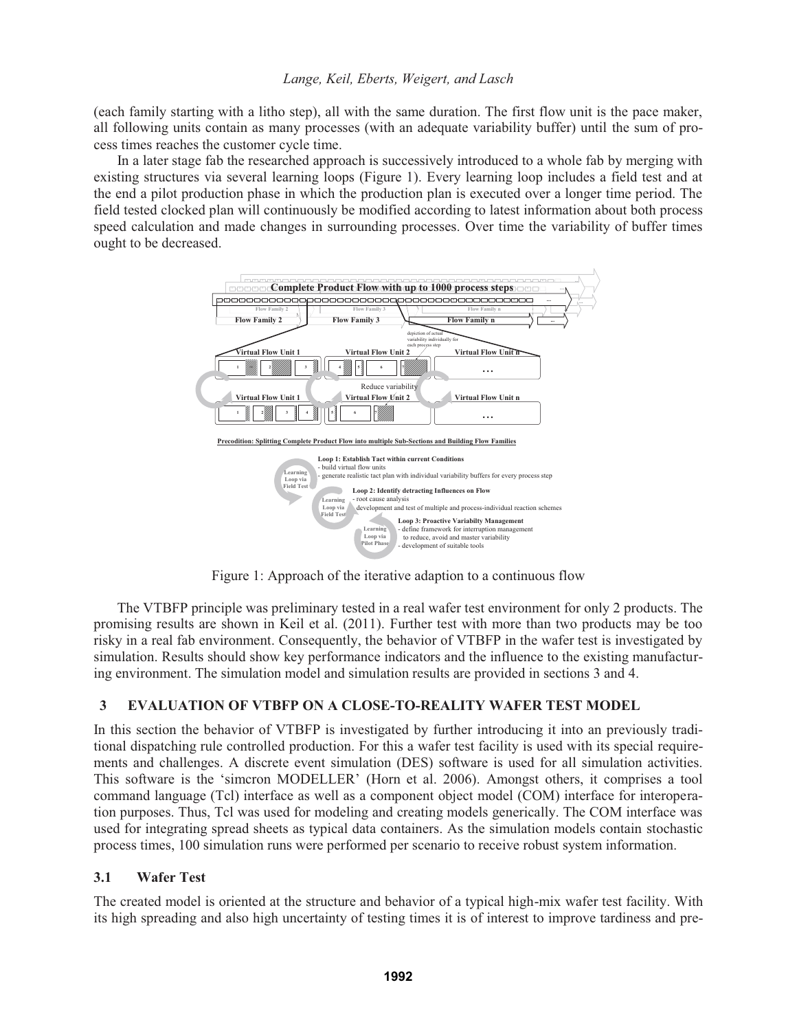(each family starting with a litho step), all with the same duration. The first flow unit is the pace maker, all following units contain as many processes (with an adequate variability buffer) until the sum of process times reaches the customer cycle time.

In a later stage fab the researched approach is successively introduced to a whole fab by merging with existing structures via several learning loops (Figure 1). Every learning loop includes a field test and at the end a pilot production phase in which the production plan is executed over a longer time period. The field tested clocked plan will continuously be modified according to latest information about both process speed calculation and made changes in surrounding processes. Over time the variability of buffer times ought to be decreased.

Figure 1: Approach of the iterative adaption to a continuous flow

The VTBFP principle was preliminary tested in a real wafer test environment for only 2 products. The promising results are shown in Keil et al. (2011). Further test with more than two products may be too risky in a real fab environment. Consequently, the behavior of VTBFP in the wafer test is investigated by simulation. Results should show key performance indicators and the influence to the existing manufacturing environment. The simulation model and simulation results are provided in sections 3 and 4.

## 3 EVALUATION OF VTBFP ON A CLOSE-TO-REALITY WAFER TEST MODEL

In this section the behavior of VTBFP is investigated by further introducing it into an previously traditional dispatching rule controlled production. For this a wafer test facility is used with its special requirements and challenges. A discrete event simulation (DES) software is used for all simulation activities. This software is the 'simcron MODELLER' (Horn et al. 2006). Amongst others, it comprises a tool command language (Tcl) interface as well as a component object model (COM) interface for interoperation purposes. Thus, Tcl was used for modeling and creating models generically. The COM interface was used for integrating spread sheets as typical data containers. As the simulation models contain stochastic process times, 100 simulation runs were performed per scenario to receive robust system information.

### 3.1 Wafer Test

The created model is oriented at the structure and behavior of a typical high-mix wafer test facility. With its high spreading and also high uncertainty of testing times it is of interest to improve tardiness and pre-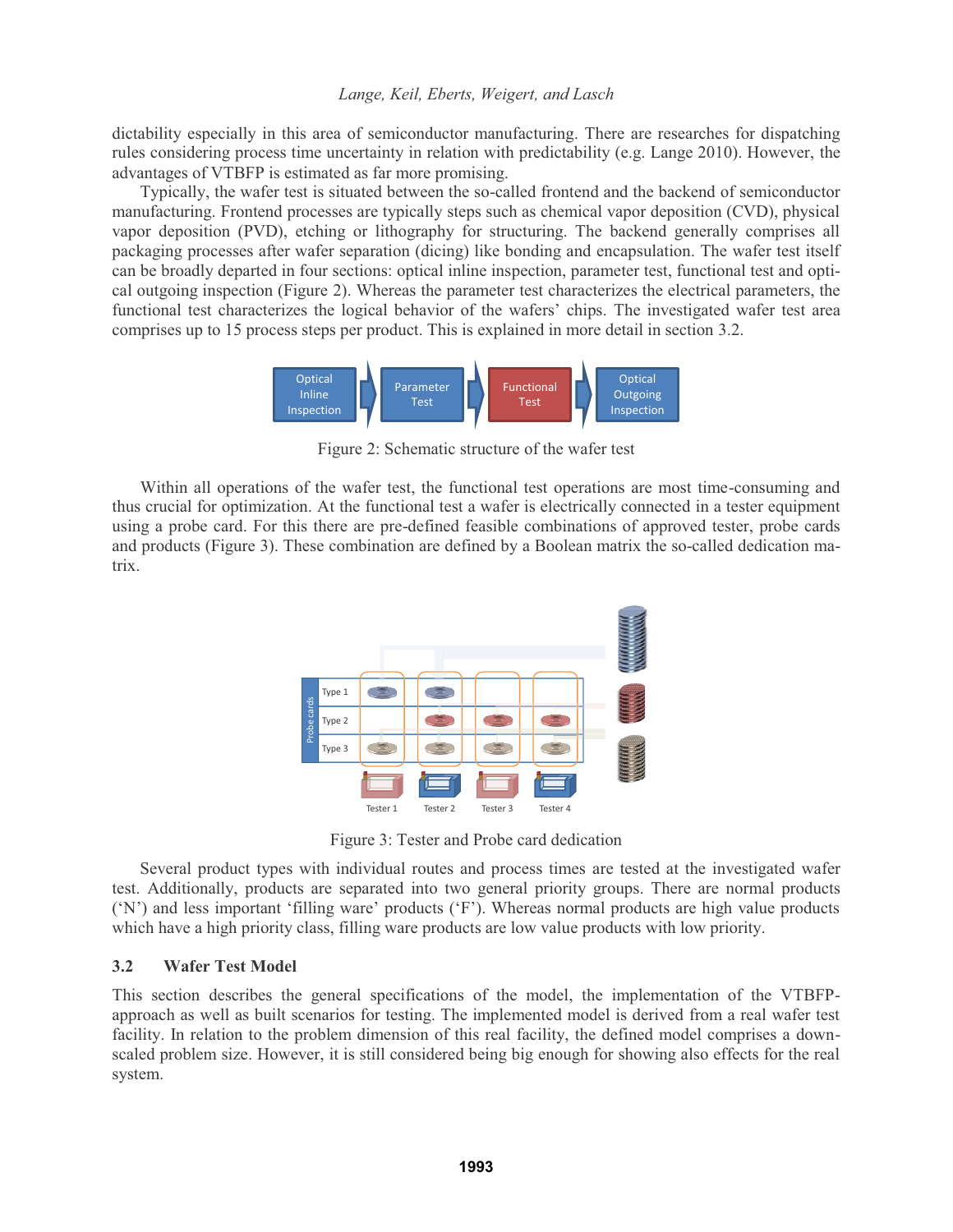dictability especially in this area of semiconductor manufacturing. There are researches for dispatching rules considering process time uncertainty in relation with predictability (e.g. Lange 2010). However, the advantages of VTBFP is estimated as far more promising.

Typically, the wafer test is situated between the so-called frontend and the backend of semiconductor manufacturing. Frontend processes are typically steps such as chemical vapor deposition (CVD), physical vapor deposition (PVD), etching or lithography for structuring. The backend generally comprises all packaging processes after wafer separation (dicing) like bonding and encapsulation. The wafer test itself can be broadly departed in four sections: optical inline inspection, parameter test, functional test and optical outgoing inspection (Figure 2). Whereas the parameter test characterizes the electrical parameters, the functional test characterizes the logical behavior of the wafers' chips. The investigated wafer test area comprises up to 15 process steps per product. This is explained in more detail in section 3.2.

Figure 2: Schematic structure of the wafer test

Within all operations of the wafer test, the functional test operations are most time-consuming and thus crucial for optimization. At the functional test a wafer is electrically connected in a tester equipment using a probe card. For this there are pre-defined feasible combinations of approved tester, probe cards and products (Figure 3). These combination are defined by a Boolean matrix the so-called dedication matrix.

Figure 3: Tester and Probe card dedication

Several product types with individual routes and process times are tested at the investigated wafer test. Additionally, products are separated into two general priority groups. There are normal products ('N') and less important 'filling ware' products ('F'). Whereas normal products are high value products which have a high priority class, filling ware products are low value products with low priority.

### 3.2 Wafer Test Model

This section describes the general specifications of the model, the implementation of the VTBFP-approach as well as built scenarios for testing. The implemented model is derived from a real wafer test facility. In relation to the problem dimension of this real facility, the defined model comprises a down-scaled problem size. However, it is still considered being big enough for showing also effects for the real system.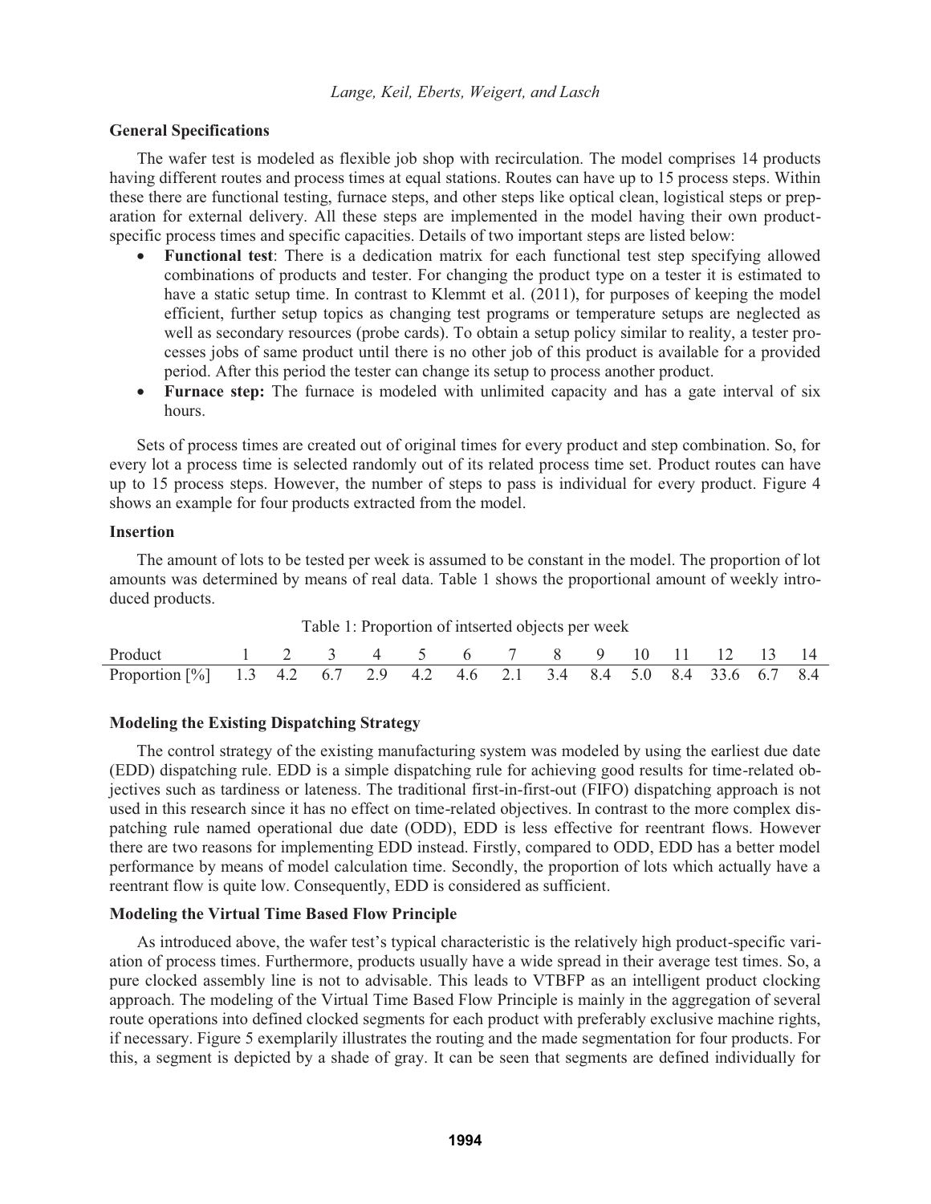### General Specifications

The wafer test is modeled as flexible job shop with recirculation. The model comprises 14 products having different routes and process times at equal stations. Routes can have up to 15 process steps. Within these there are functional testing, furnace steps, and other steps like optical clean, logistical steps or preparation for external delivery. All these steps are implemented in the model having their own product-specific process times and specific capacities. Details of two important steps are listed below:

- **Functional test**: There is a dedication matrix for each functional test step specifying allowed combinations of products and tester. For changing the product type on a tester it is estimated to have a static setup time. In contrast to Klemmt et al. (2011), for purposes of keeping the model efficient, further setup topics as changing test programs or temperature setups are neglected as well as secondary resources (probe cards). To obtain a setup policy similar to reality, a tester processes jobs of same product until there is no other job of this product is available for a provided period. After this period the tester can change its setup to process another product.
- **Furnace step:** The furnace is modeled with unlimited capacity and has a gate interval of six hours.

Sets of process times are created out of original times for every product and step combination. So, for every lot a process time is selected randomly out of its related process time set. Product routes can have up to 15 process steps. However, the number of steps to pass is individual for every product. Figure 4 shows an example for four products extracted from the model.

### Insertion

The amount of lots to be tested per week is assumed to be constant in the model. The proportion of lot amounts was determined by means of real data. Table 1 shows the proportional amount of weekly introduced products.

Table 1: Proportion of intserted objects per week

| Product | 1 | 2 | 3 | 4 | 5 | 6 | 7 | 8 | 9 | 10 | 11 | 12 | 13 | 14 |
|---|---|---|---|---|---|---|---|---|---|---|---|---|---|---|
| Proportion [%] | 1.3 | 4.2 | 6.7 | 2.9 | 4.2 | 4.6 | 2.1 | 3.4 | 8.4 | 5.0 | 8.4 | 33.6 | 6.7 | 8.4 |

### Modeling the Existing Dispatching Strategy

The control strategy of the existing manufacturing system was modeled by using the earliest due date (EDD) dispatching rule. EDD is a simple dispatching rule for achieving good results for time-related objectives such as tardiness or lateness. The traditional first-in-first-out (FIFO) dispatching approach is not used in this research since it has no effect on time-related objectives. In contrast to the more complex dispatching rule named operational due date (ODD), EDD is less effective for reentrant flows. However there are two reasons for implementing EDD instead. Firstly, compared to ODD, EDD has a better model performance by means of model calculation time. Secondly, the proportion of lots which actually have a reentrant flow is quite low. Consequently, EDD is considered as sufficient.

### Modeling the Virtual Time Based Flow Principle

As introduced above, the wafer test's typical characteristic is the relatively high product-specific variation of process times. Furthermore, products usually have a wide spread in their average test times. So, a pure clocked assembly line is not to advisable. This leads to VTBFP as an intelligent product clocking approach. The modeling of the Virtual Time Based Flow Principle is mainly in the aggregation of several route operations into defined clocked segments for each product with preferably exclusive machine rights, if necessary. Figure 5 exemplarily illustrates the routing and the made segmentation for four products. For this, a segment is depicted by a shade of gray. It can be seen that segments are defined individually for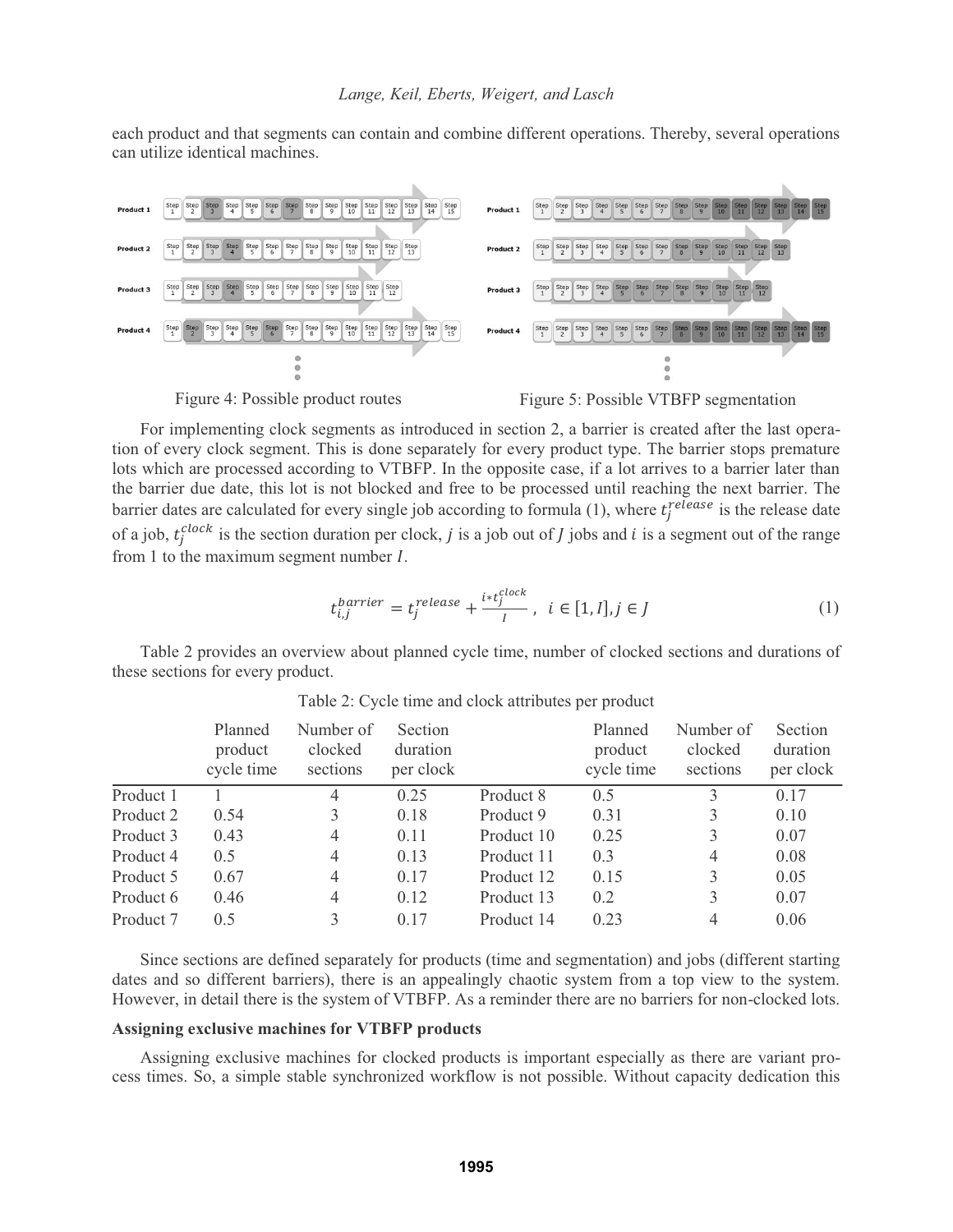each product and that segments can contain and combine different operations. Thereby, several operations can utilize identical machines.

Figure 4: Possible product routes

Figure 5: Possible VTBFP segmentation

For implementing clock segments as introduced in section 2, a barrier is created after the last operation of every clock segment. This is done separately for every product type. The barrier stops premature lots which are processed according to VTBFP. In the opposite case, if a lot arrives to a barrier later than the barrier due date, this lot is not blocked and free to be processed until reaching the next barrier. The barrier dates are calculated for every single job according to formula (1), where $t_j^{release}$ is the release date of a job, $t_j^{clock}$ is the section duration per clock, $j$ is a job out of $J$ jobs and $i$ is a segment out of the range from 1 to the maximum segment number $I$.

$$t_{i,j}^{barrier} = t_j^{release} + \frac{i * t_j^{clock}}{I}, \quad i \in [1, I], j \in J \tag{1}$$

Table 2 provides an overview about planned cycle time, number of clocked sections and durations of these sections for every product.

Table 2: Cycle time and clock attributes per product

| | Planned product cycle time | Number of clocked sections | Section duration per clock | | Planned product cycle time | Number of clocked sections | Section duration per clock |
|---|---|---|---|---|---|---|---|
| Product 1 | 1 | 4 | 0.25 | Product 8 | 0.5 | 3 | 0.17 |
| Product 2 | 0.54 | 3 | 0.18 | Product 9 | 0.31 | 3 | 0.10 |
| Product 3 | 0.43 | 4 | 0.11 | Product 10 | 0.25 | 3 | 0.07 |
| Product 4 | 0.5 | 4 | 0.13 | Product 11 | 0.3 | 4 | 0.08 |
| Product 5 | 0.67 | 4 | 0.17 | Product 12 | 0.15 | 3 | 0.05 |
| Product 6 | 0.46 | 4 | 0.12 | Product 13 | 0.2 | 3 | 0.07 |
| Product 7 | 0.5 | 3 | 0.17 | Product 14 | 0.23 | 4 | 0.06 |

Since sections are defined separately for products (time and segmentation) and jobs (different starting dates and so different barriers), there is an appealingly chaotic system from a top view to the system. However, in detail there is the system of VTBFP. As a reminder there are no barriers for non-clocked lots.

**Assigning exclusive machines for VTBFP products**

Assigning exclusive machines for clocked products is important especially as there are variant process times. So, a simple stable synchronized workflow is not possible. Without capacity dedication this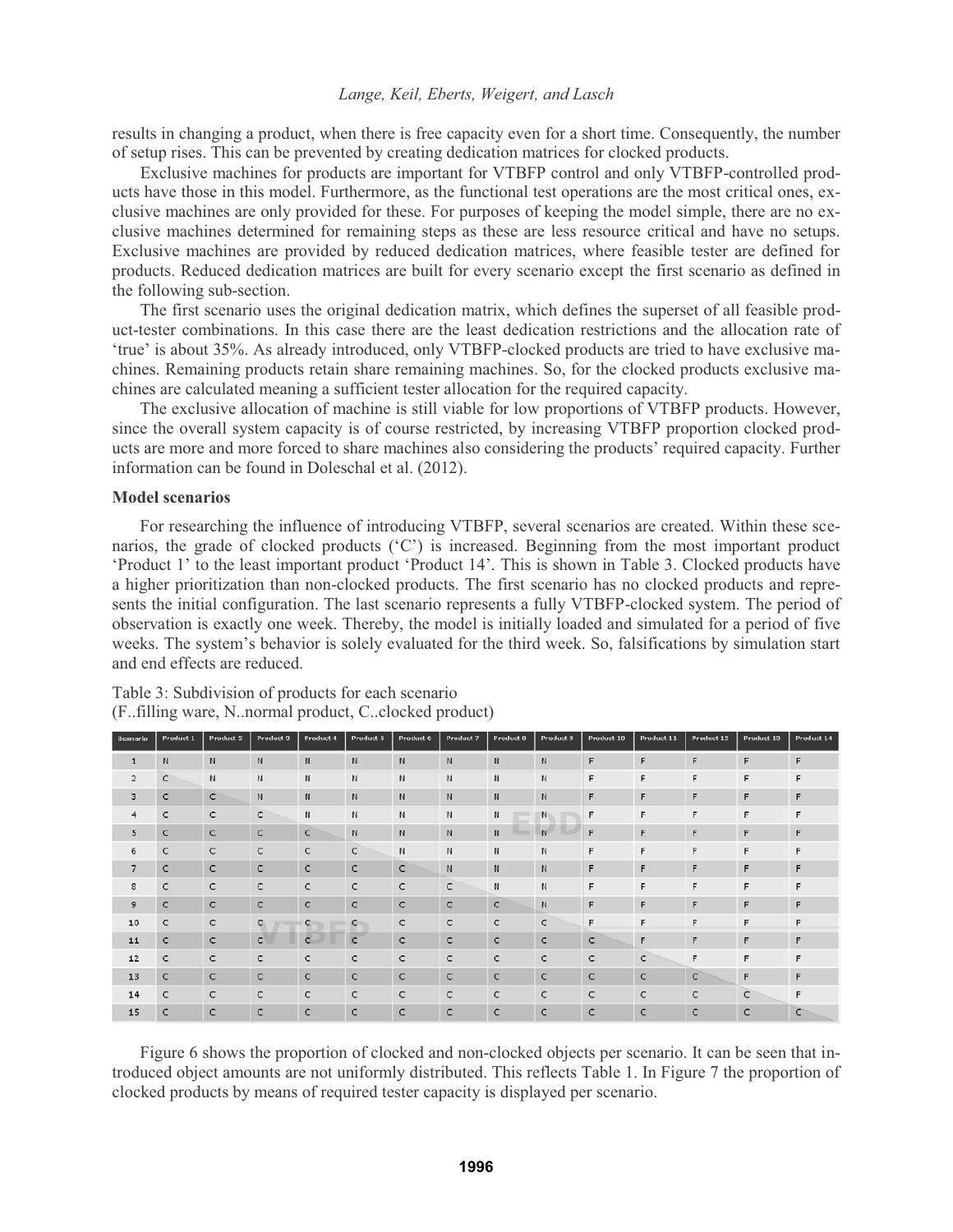results in changing a product, when there is free capacity even for a short time. Consequently, the number of setup rises. This can be prevented by creating dedication matrices for clocked products.

Exclusive machines for products are important for VTBFP control and only VTBFP-controlled products have those in this model. Furthermore, as the functional test operations are the most critical ones, exclusive machines are only provided for these. For purposes of keeping the model simple, there are no exclusive machines determined for remaining steps as these are less resource critical and have no setups. Exclusive machines are provided by reduced dedication matrices, where feasible tester are defined for products. Reduced dedication matrices are built for every scenario except the first scenario as defined in the following sub-section.

The first scenario uses the original dedication matrix, which defines the superset of all feasible product-tester combinations. In this case there are the least dedication restrictions and the allocation rate of 'true' is about 35%. As already introduced, only VTBFP-clocked products are tried to have exclusive machines. Remaining products retain share remaining machines. So, for the clocked products exclusive machines are calculated meaning a sufficient tester allocation for the required capacity.

The exclusive allocation of machine is still viable for low proportions of VTBFP products. However, since the overall system capacity is of course restricted, by increasing VTBFP proportion clocked products are more and more forced to share machines also considering the products' required capacity. Further information can be found in Doleschal et al. (2012).

**Model scenarios**

For researching the influence of introducing VTBFP, several scenarios are created. Within these scenarios, the grade of clocked products ('C') is increased. Beginning from the most important product 'Product 1' to the least important product 'Product 14'. This is shown in Table 3. Clocked products have a higher prioritization than non-clocked products. The first scenario has no clocked products and represents the initial configuration. The last scenario represents a fully VTBFP-clocked system. The period of observation is exactly one week. Thereby, the model is initially loaded and simulated for a period of five weeks. The system's behavior is solely evaluated for the third week. So, falsifications by simulation start and end effects are reduced.

Table 3: Subdivision of products for each scenario
(F..filling ware, N..normal product, C..clocked product)

| Scenario | Product 1 | Product 2 | Product 3 | Product 4 | Product 5 | Product 6 | Product 7 | Product 8 | Product 9 | Product 10 | Product 11 | Product 12 | Product 13 | Product 14 |
|---|---|---|---|---|---|---|---|---|---|---|---|---|---|---|
| 1 | N | N | N | N | N | N | N | N | N | F | F | F | F | F |
| 2 | C | N | N | N | N | N | N | N | N | F | F | F | F | F |
| 3 | C | C | N | N | N | N | N | N | N | F | F | F | F | F |
| 4 | C | C | C | N | N | N | N | N | N | F | F | F | F | F |
| 5 | C | C | C | C | N | N | N | N | N | F | F | F | F | F |
| 6 | C | C | C | C | C | N | N | N | N | F | F | F | F | F |
| 7 | C | C | C | C | C | C | N | N | N | F | F | F | F | F |
| 8 | C | C | C | C | C | C | C | N | N | F | F | F | F | F |
| 9 | C | C | C | C | C | C | C | C | N | F | F | F | F | F |
| 10 | C | C | C | C | C | C | C | C | C | F | F | F | F | F |
| 11 | C | C | C | C | C | C | C | C | C | C | F | F | F | F |
| 12 | C | C | C | C | C | C | C | C | C | C | C | F | F | F |
| 13 | C | C | C | C | C | C | C | C | C | C | C | C | F | F |
| 14 | C | C | C | C | C | C | C | C | C | C | C | C | C | F |
| 15 | C | C | C | C | C | C | C | C | C | C | C | C | C | C |

Figure 6 shows the proportion of clocked and non-clocked objects per scenario. It can be seen that introduced object amounts are not uniformly distributed. This reflects Table 1. In Figure 7 the proportion of clocked products by means of required tester capacity is displayed per scenario.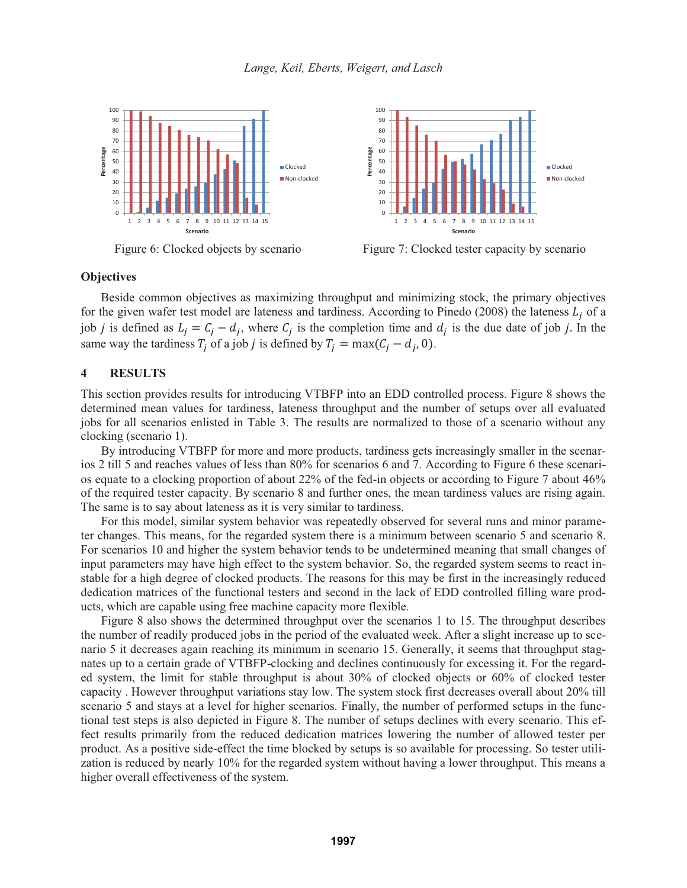Figure 6: Clocked objects by scenario

Figure 7: Clocked tester capacity by scenario

**Objectives**

Beside common objectives as maximizing throughput and minimizing stock, the primary objectives for the given wafer test model are lateness and tardiness. According to Pinedo (2008) the lateness $L_j$ of a job $j$ is defined as $L_j = C_j - d_j$, where $C_j$ is the completion time and $d_j$ is the due date of job $j$. In the same way the tardiness $T_j$ of a job $j$ is defined by $T_j = \max(C_j - d_j, 0)$.

## 4 RESULTS

This section provides results for introducing VTBFP into an EDD controlled process. Figure 8 shows the determined mean values for tardiness, lateness throughput and the number of setups over all evaluated jobs for all scenarios enlisted in Table 3. The results are normalized to those of a scenario without any clocking (scenario 1).

By introducing VTBFP for more and more products, tardiness gets increasingly smaller in the scenarios 2 till 5 and reaches values of less than 80% for scenarios 6 and 7. According to Figure 6 these scenarios equate to a clocking proportion of about 22% of the fed-in objects or according to Figure 7 about 46% of the required tester capacity. By scenario 8 and further ones, the mean tardiness values are rising again. The same is to say about lateness as it is very similar to tardiness.

For this model, similar system behavior was repeatedly observed for several runs and minor parameter changes. This means, for the regarded system there is a minimum between scenario 5 and scenario 8. For scenarios 10 and higher the system behavior tends to be undetermined meaning that small changes of input parameters may have high effect to the system behavior. So, the regarded system seems to react instable for a high degree of clocked products. The reasons for this may be first in the increasingly reduced dedication matrices of the functional testers and second in the lack of EDD controlled filling ware products, which are capable using free machine capacity more flexible.

Figure 8 also shows the determined throughput over the scenarios 1 to 15. The throughput describes the number of readily produced jobs in the period of the evaluated week. After a slight increase up to scenario 5 it decreases again reaching its minimum in scenario 15. Generally, it seems that throughput stagnates up to a certain grade of VTBFP-clocking and declines continuously for excessing it. For the regarded system, the limit for stable throughput is about 30% of clocked objects or 60% of clocked tester capacity . However throughput variations stay low. The system stock first decreases overall about 20% till scenario 5 and stays at a level for higher scenarios. Finally, the number of performed setups in the functional test steps is also depicted in Figure 8. The number of setups declines with every scenario. This effect results primarily from the reduced dedication matrices lowering the number of allowed tester per product. As a positive side-effect the time blocked by setups is so available for processing. So tester utilization is reduced by nearly 10% for the regarded system without having a lower throughput. This means a higher overall effectiveness of the system.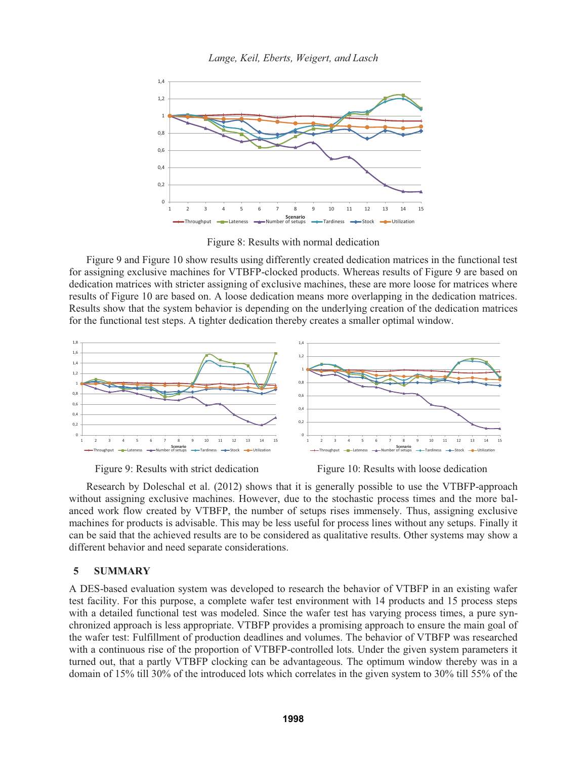Figure 8: Results with normal dedication

Figure 9 and Figure 10 show results using differently created dedication matrices in the functional test for assigning exclusive machines for VTBFP-clocked products. Whereas results of Figure 9 are based on dedication matrices with stricter assigning of exclusive machines, these are more loose for matrices where results of Figure 10 are based on. A loose dedication means more overlapping in the dedication matrices. Results show that the system behavior is depending on the underlying creation of the dedication matrices for the functional test steps. A tighter dedication thereby creates a smaller optimal window.

Figure 9: Results with strict dedication

Figure 10: Results with loose dedication

Research by Doleschal et al. (2012) shows that it is generally possible to use the VTBFP-approach without assigning exclusive machines. However, due to the stochastic process times and the more balanced work flow created by VTBFP, the number of setups rises immensely. Thus, assigning exclusive machines for products is advisable. This may be less useful for process lines without any setups. Finally it can be said that the achieved results are to be considered as qualitative results. Other systems may show a different behavior and need separate considerations.

## 5 SUMMARY

A DES-based evaluation system was developed to research the behavior of VTBFP in an existing wafer test facility. For this purpose, a complete wafer test environment with 14 products and 15 process steps with a detailed functional test was modeled. Since the wafer test has varying process times, a pure synchronized approach is less appropriate. VTBFP provides a promising approach to ensure the main goal of the wafer test: Fulfillment of production deadlines and volumes. The behavior of VTBFP was researched with a continuous rise of the proportion of VTBFP-controlled lots. Under the given system parameters it turned out, that a partly VTBFP clocking can be advantageous. The optimum window thereby was in a domain of 15% till 30% of the introduced lots which correlates in the given system to 30% till 55% of the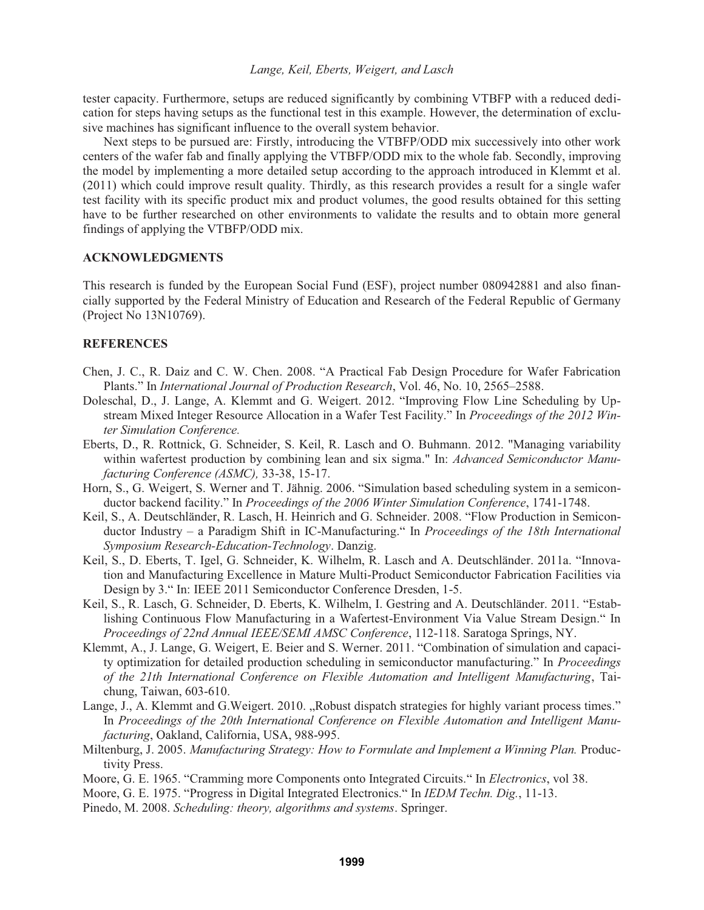tester capacity. Furthermore, setups are reduced significantly by combining VTBFP with a reduced dedication for steps having setups as the functional test in this example. However, the determination of exclusive machines has significant influence to the overall system behavior.

Next steps to be pursued are: Firstly, introducing the VTBFP/ODD mix successively into other work centers of the wafer fab and finally applying the VTBFP/ODD mix to the whole fab. Secondly, improving the model by implementing a more detailed setup according to the approach introduced in Klemmt et al. (2011) which could improve result quality. Thirdly, as this research provides a result for a single wafer test facility with its specific product mix and product volumes, the good results obtained for this setting have to be further researched on other environments to validate the results and to obtain more general findings of applying the VTBFP/ODD mix.

## ACKNOWLEDGMENTS

This research is funded by the European Social Fund (ESF), project number 080942881 and also financially supported by the Federal Ministry of Education and Research of the Federal Republic of Germany (Project No 13N10769).

## REFERENCES

Chen, J. C., R. Daiz and C. W. Chen. 2008. "A Practical Fab Design Procedure for Wafer Fabrication Plants." In *International Journal of Production Research*, Vol. 46, No. 10, 2565–2588.

Doleschal, D., J. Lange, A. Klemmt and G. Weigert. 2012. "Improving Flow Line Scheduling by Upstream Mixed Integer Resource Allocation in a Wafer Test Facility." In *Proceedings of the 2012 Winter Simulation Conference.*

Eberts, D., R. Rottnick, G. Schneider, S. Keil, R. Lasch and O. Buhmann. 2012. "Managing variability within wafertest production by combining lean and six sigma." In: *Advanced Semiconductor Manufacturing Conference (ASMC),* 33-38, 15-17.

Horn, S., G. Weigert, S. Werner and T. Jähnig. 2006. "Simulation based scheduling system in a semiconductor backend facility." In *Proceedings of the 2006 Winter Simulation Conference*, 1741-1748.

Keil, S., A. Deutschländer, R. Lasch, H. Heinrich and G. Schneider. 2008. "Flow Production in Semiconductor Industry – a Paradigm Shift in IC-Manufacturing." In *Proceedings of the 18th International Symposium Research-Education-Technology*. Danzig.

Keil, S., D. Eberts, T. Igel, G. Schneider, K. Wilhelm, R. Lasch and A. Deutschländer. 2011a. "Innovation and Manufacturing Excellence in Mature Multi-Product Semiconductor Fabrication Facilities via Design by 3." In: IEEE 2011 Semiconductor Conference Dresden, 1-5.

Keil, S., R. Lasch, G. Schneider, D. Eberts, K. Wilhelm, I. Gestring and A. Deutschländer. 2011. "Establishing Continuous Flow Manufacturing in a Wafertest-Environment Via Value Stream Design." In *Proceedings of 22nd Annual IEEE/SEMI AMSC Conference*, 112-118. Saratoga Springs, NY.

Klemmt, A., J. Lange, G. Weigert, E. Beier and S. Werner. 2011. "Combination of simulation and capacity optimization for detailed production scheduling in semiconductor manufacturing." In *Proceedings of the 21th International Conference on Flexible Automation and Intelligent Manufacturing*, Taichung, Taiwan, 603-610.

Lange, J., A. Klemmt and G.Weigert. 2010. „Robust dispatch strategies for highly variant process times." In *Proceedings of the 20th International Conference on Flexible Automation and Intelligent Manufacturing*, Oakland, California, USA, 988-995.

Miltenburg, J. 2005. *Manufacturing Strategy: How to Formulate and Implement a Winning Plan.* Productivity Press.

Moore, G. E. 1965. "Cramming more Components onto Integrated Circuits." In *Electronics*, vol 38.

Moore, G. E. 1975. "Progress in Digital Integrated Electronics." In *IEDM Techn. Dig.*, 11-13.

Pinedo, M. 2008. *Scheduling: theory, algorithms and systems*. Springer.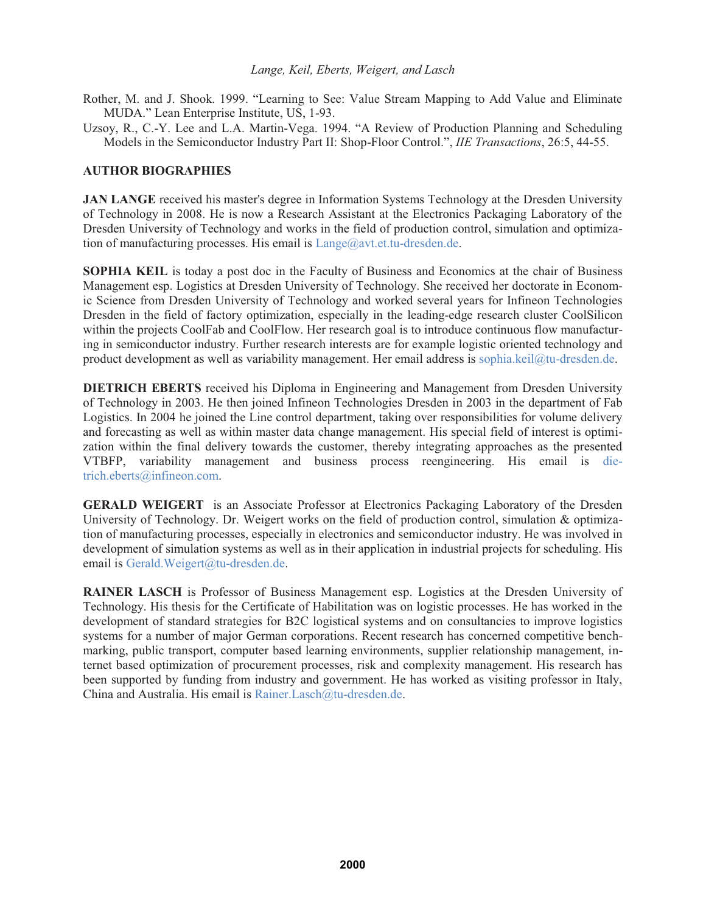Rother, M. and J. Shook. 1999. "Learning to See: Value Stream Mapping to Add Value and Eliminate MUDA." Lean Enterprise Institute, US, 1-93.

Uzsoy, R., C.-Y. Lee and L.A. Martin-Vega. 1994. "A Review of Production Planning and Scheduling Models in the Semiconductor Industry Part II: Shop-Floor Control.", *IIE Transactions*, 26:5, 44-55.

## AUTHOR BIOGRAPHIES

**JAN LANGE** received his master's degree in Information Systems Technology at the Dresden University of Technology in 2008. He is now a Research Assistant at the Electronics Packaging Laboratory of the Dresden University of Technology and works in the field of production control, simulation and optimization of manufacturing processes. His email is Lange@avt.et.tu-dresden.de.

**SOPHIA KEIL** is today a post doc in the Faculty of Business and Economics at the chair of Business Management esp. Logistics at Dresden University of Technology. She received her doctorate in Economic Science from Dresden University of Technology and worked several years for Infineon Technologies Dresden in the field of factory optimization, especially in the leading-edge research cluster CoolSilicon within the projects CoolFab and CoolFlow. Her research goal is to introduce continuous flow manufacturing in semiconductor industry. Further research interests are for example logistic oriented technology and product development as well as variability management. Her email address is sophia.keil@tu-dresden.de.

**DIETRICH EBERTS** received his Diploma in Engineering and Management from Dresden University of Technology in 2003. He then joined Infineon Technologies Dresden in 2003 in the department of Fab Logistics. In 2004 he joined the Line control department, taking over responsibilities for volume delivery and forecasting as well as within master data change management. His special field of interest is optimization within the final delivery towards the customer, thereby integrating approaches as the presented VTBFP, variability management and business process reengineering. His email is dietrich.eberts@infineon.com.

**GERALD WEIGERT** is an Associate Professor at Electronics Packaging Laboratory of the Dresden University of Technology. Dr. Weigert works on the field of production control, simulation & optimization of manufacturing processes, especially in electronics and semiconductor industry. He was involved in development of simulation systems as well as in their application in industrial projects for scheduling. His email is Gerald.Weigert@tu-dresden.de.

**RAINER LASCH** is Professor of Business Management esp. Logistics at the Dresden University of Technology. His thesis for the Certificate of Habilitation was on logistic processes. He has worked in the development of standard strategies for B2C logistical systems and on consultancies to improve logistics systems for a number of major German corporations. Recent research has concerned competitive benchmarking, public transport, computer based learning environments, supplier relationship management, internet based optimization of procurement processes, risk and complexity management. His research has been supported by funding from industry and government. He has worked as visiting professor in Italy, China and Australia. His email is Rainer.Lasch@tu-dresden.de.